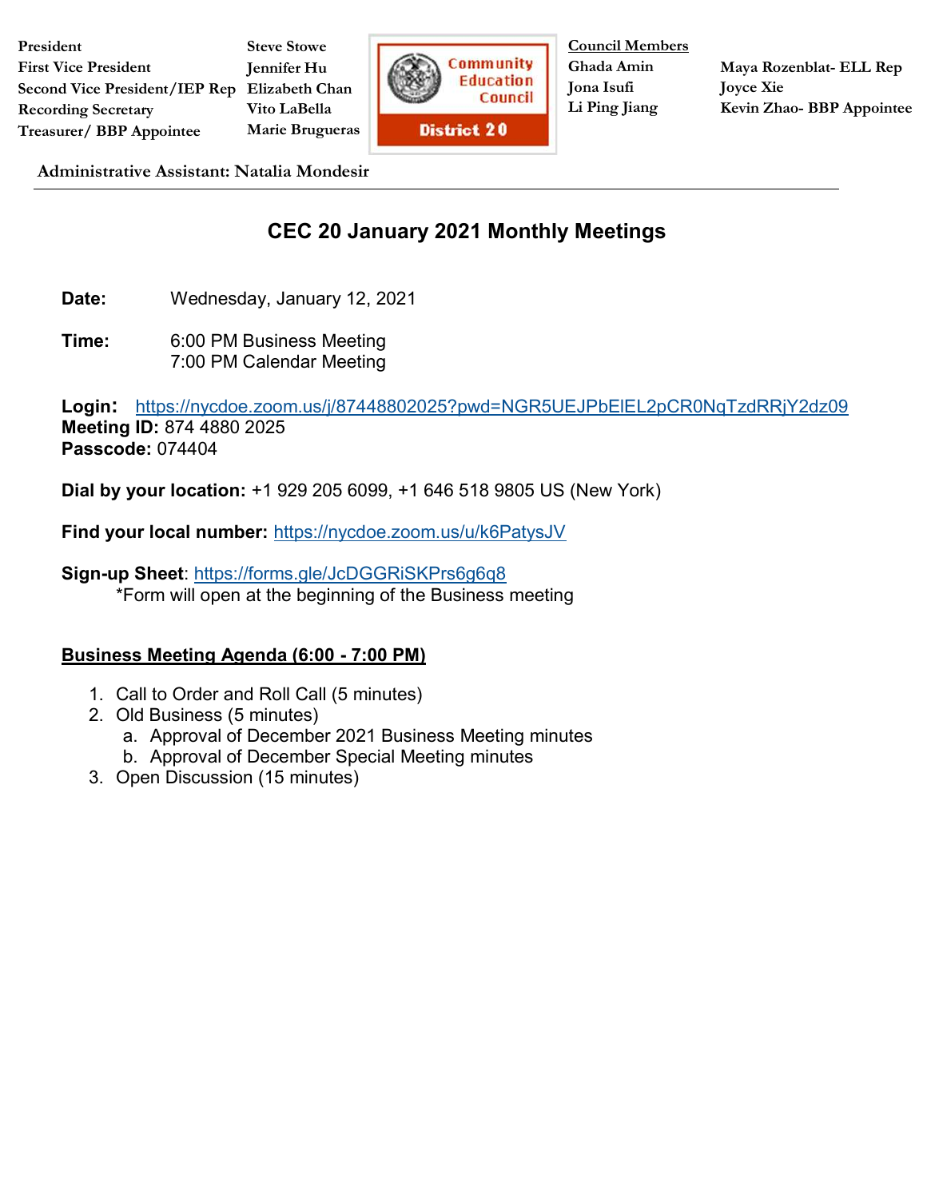| | |
|---|---|
| **President** | **Steve Stowe** |
| **First Vice President** | **Jennifer Hu** |
| **Second Vice President/IEP Rep** | **Elizabeth Chan** |
| **Recording Secretary** | **Vito LaBella** |
| **Treasurer/ BBP Appointee** | **Marie Brugueras** |

Community Education Council District 20

**Council Members**

**Ghada Amin**
**Jona Isufi**
**Li Ping Jiang**
**Maya Rozenblat- ELL Rep**
**Joyce Xie**
**Kevin Zhao- BBP Appointee**

**Administrative Assistant: Natalia Mondesir**

---

# CEC 20 January 2021 Monthly Meetings

**Date:** Wednesday, January 12, 2021

**Time:** 6:00 PM Business Meeting
7:00 PM Calendar Meeting

**Login:** https://nycdoe.zoom.us/j/87448802025?pwd=NGR5UEJPbElEL2pCR0NqTzdRRjY2dz09
**Meeting ID:** 874 4880 2025
**Passcode:** 074404

**Dial by your location:** +1 929 205 6099, +1 646 518 9805 US (New York)

**Find your local number:** https://nycdoe.zoom.us/u/k6PatysJV

**Sign-up Sheet**: https://forms.gle/JcDGGRiSKPrs6g6q8
*Form will open at the beginning of the Business meeting

**Business Meeting Agenda (6:00 - 7:00 PM)**

1. Call to Order and Roll Call (5 minutes)
2. Old Business (5 minutes)
   a. Approval of December 2021 Business Meeting minutes
   b. Approval of December Special Meeting minutes
3. Open Discussion (15 minutes)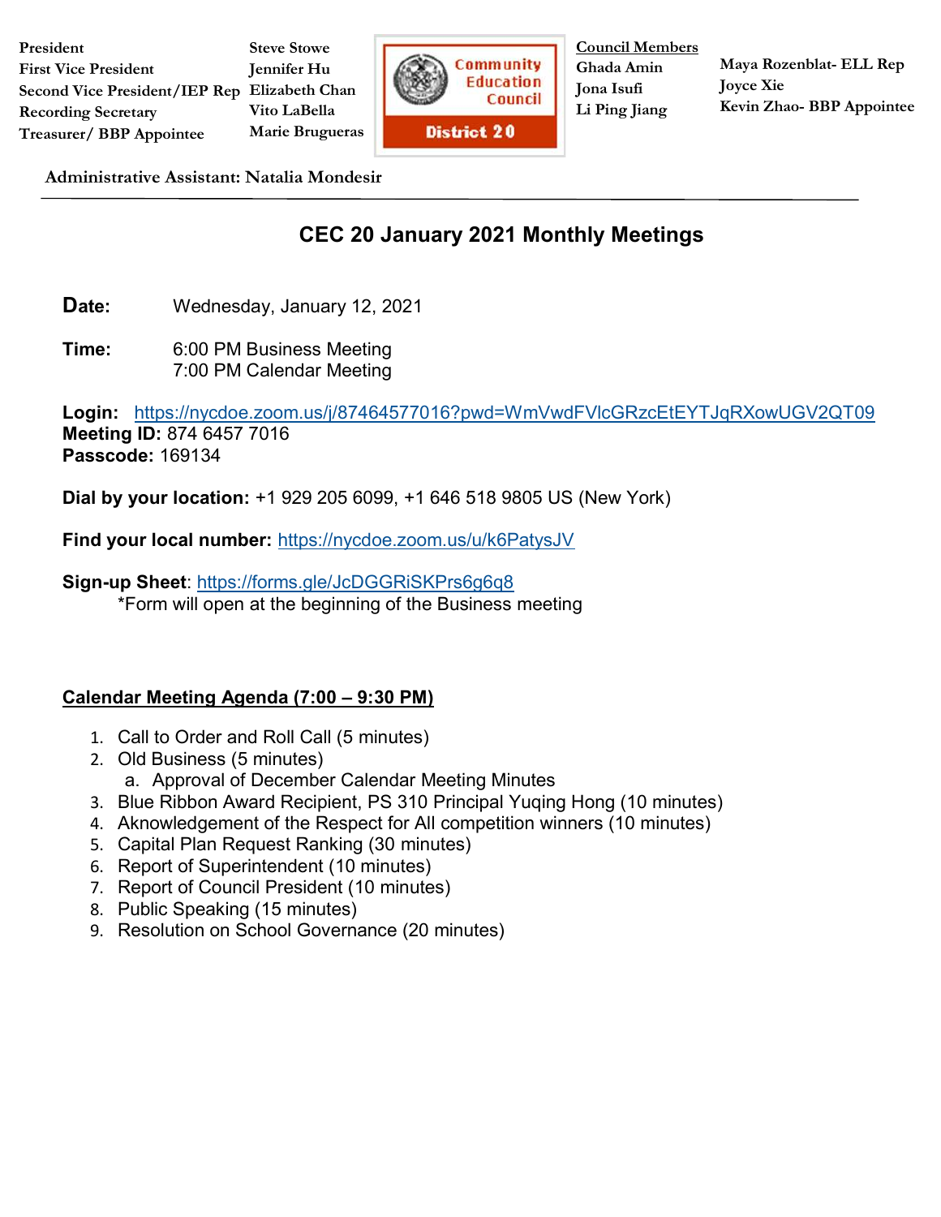| | |
|---|---|
| President | Steve Stowe |
| First Vice President | Jennifer Hu |
| Second Vice President/IEP Rep | Elizabeth Chan |
| Recording Secretary | Vito LaBella |
| Treasurer/ BBP Appointee | Marie Brugueras |

Community Education Council
District 20

Council Members
Ghada Amin
Jona Isufi
Li Ping Jiang
Maya Rozenblat- ELL Rep
Joyce Xie
Kevin Zhao- BBP Appointee

Administrative Assistant: Natalia Mondesir

# CEC 20 January 2021 Monthly Meetings

**Date:** Wednesday, January 12, 2021

**Time:** 6:00 PM Business Meeting
7:00 PM Calendar Meeting

**Login:** https://nycdoe.zoom.us/j/87464577016?pwd=WmVwdFVlcGRzcEtEYTJqRXowUGV2QT09
**Meeting ID:** 874 6457 7016
**Passcode:** 169134

**Dial by your location:** +1 929 205 6099, +1 646 518 9805 US (New York)

**Find your local number:** https://nycdoe.zoom.us/u/k6PatysJV

**Sign-up Sheet**: https://forms.gle/JcDGGRiSKPrs6g6q8
*Form will open at the beginning of the Business meeting

**Calendar Meeting Agenda (7:00 – 9:30 PM)**

1. Call to Order and Roll Call (5 minutes)
2. Old Business (5 minutes)
   a. Approval of December Calendar Meeting Minutes
3. Blue Ribbon Award Recipient, PS 310 Principal Yuqing Hong (10 minutes)
4. Aknowledgement of the Respect for All competition winners (10 minutes)
5. Capital Plan Request Ranking (30 minutes)
6. Report of Superintendent (10 minutes)
7. Report of Council President (10 minutes)
8. Public Speaking (15 minutes)
9. Resolution on School Governance (20 minutes)